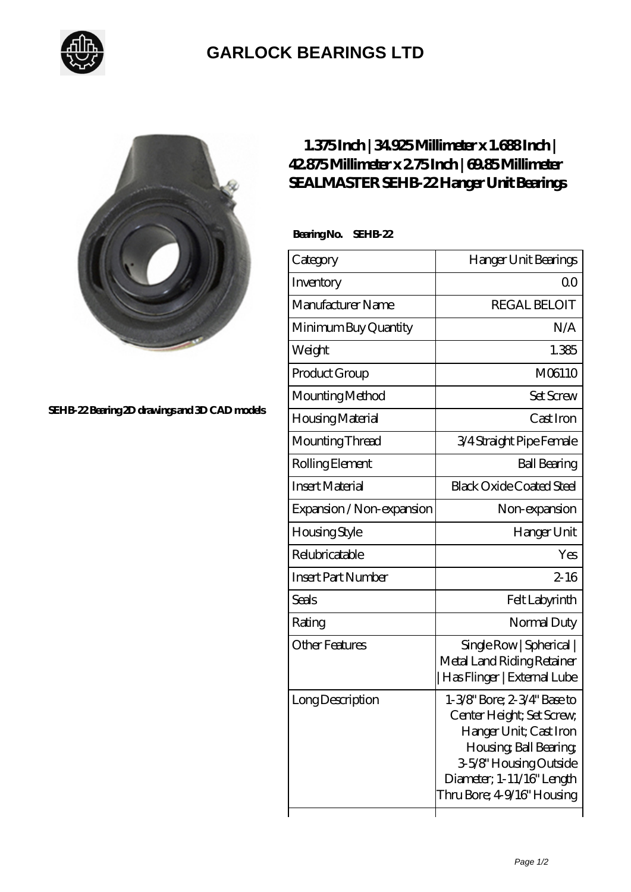## GARLOCK BEARINGS LTD

SEHB-22 Bearing 2D drawings and 3D CAD models

# 1.375 Inch | 34.925 Millimeter x 1.688 Inch | 42.875 Millimeter x 2.75 Inch | 69.85 Millimeter SEALMASTER SEHB-22 Hanger Unit Bearings

**Bearing No. SEHB-22**

| Category | Hanger Unit Bearings |
|---|---|
| Inventory | 0.0 |
| Manufacturer Name | REGAL BELOIT |
| Minimum Buy Quantity | N/A |
| Weight | 1.385 |
| Product Group | M06110 |
| Mounting Method | Set Screw |
| Housing Material | Cast Iron |
| Mounting Thread | 3/4 Straight Pipe Female |
| Rolling Element | Ball Bearing |
| Insert Material | Black Oxide Coated Steel |
| Expansion / Non-expansion | Non-expansion |
| Housing Style | Hanger Unit |
| Relubricatable | Yes |
| Insert Part Number | 2-16 |
| Seals | Felt Labyrinth |
| Rating | Normal Duty |
| Other Features | Single Row \| Spherical \| Metal Land Riding Retainer \| Has Flinger \| External Lube |
| Long Description | 1-3/8" Bore; 2-3/4" Base to Center Height; Set Screw; Hanger Unit; Cast Iron Housing; Ball Bearing; 3-5/8" Housing Outside Diameter; 1-11/16" Length Thru Bore; 4-9/16" Housing |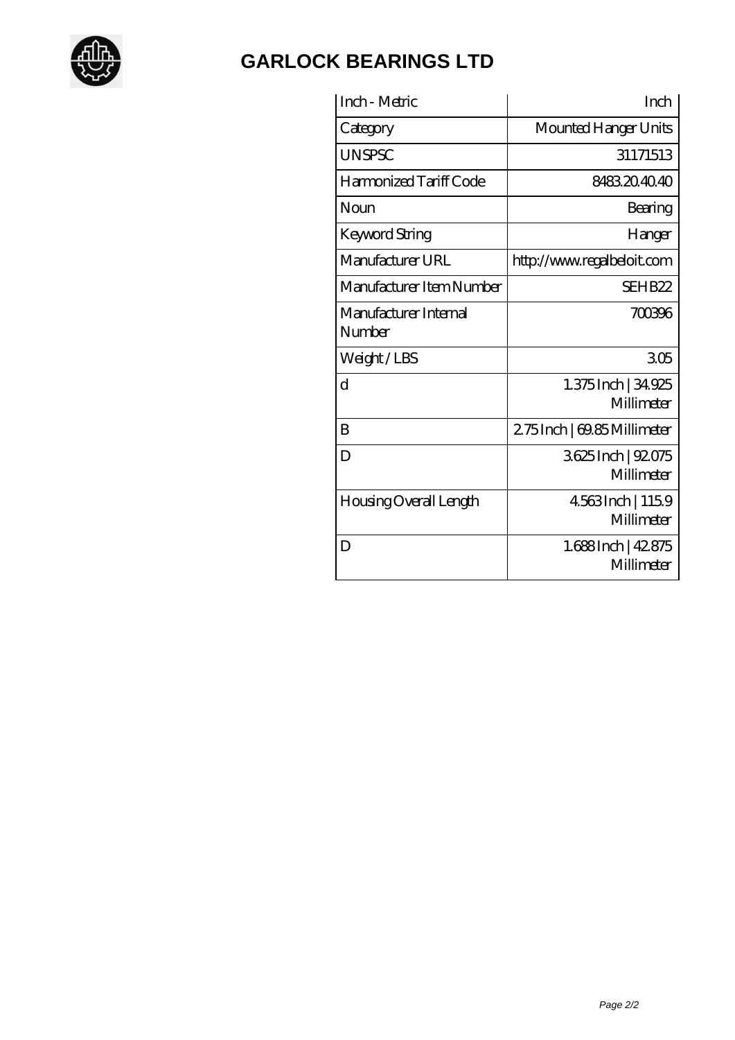# GARLOCK BEARINGS LTD

| | |
|---|---|
| Inch - Metric | Inch |
| Category | Mounted Hanger Units |
| UNSPSC | 31171513 |
| Harmonized Tariff Code | 8483.20.40.40 |
| Noun | Bearing |
| Keyword String | Hanger |
| Manufacturer URL | http://www.regalbeloit.com |
| Manufacturer Item Number | SEHB22 |
| Manufacturer Internal Number | 700396 |
| Weight / LBS | 3.05 |
| d | 1.375 Inch \| 34.925 Millimeter |
| B | 2.75 Inch \| 69.85 Millimeter |
| D | 3.625 Inch \| 92.075 Millimeter |
| Housing Overall Length | 4.563 Inch \| 115.9 Millimeter |
| D | 1.688 Inch \| 42.875 Millimeter |